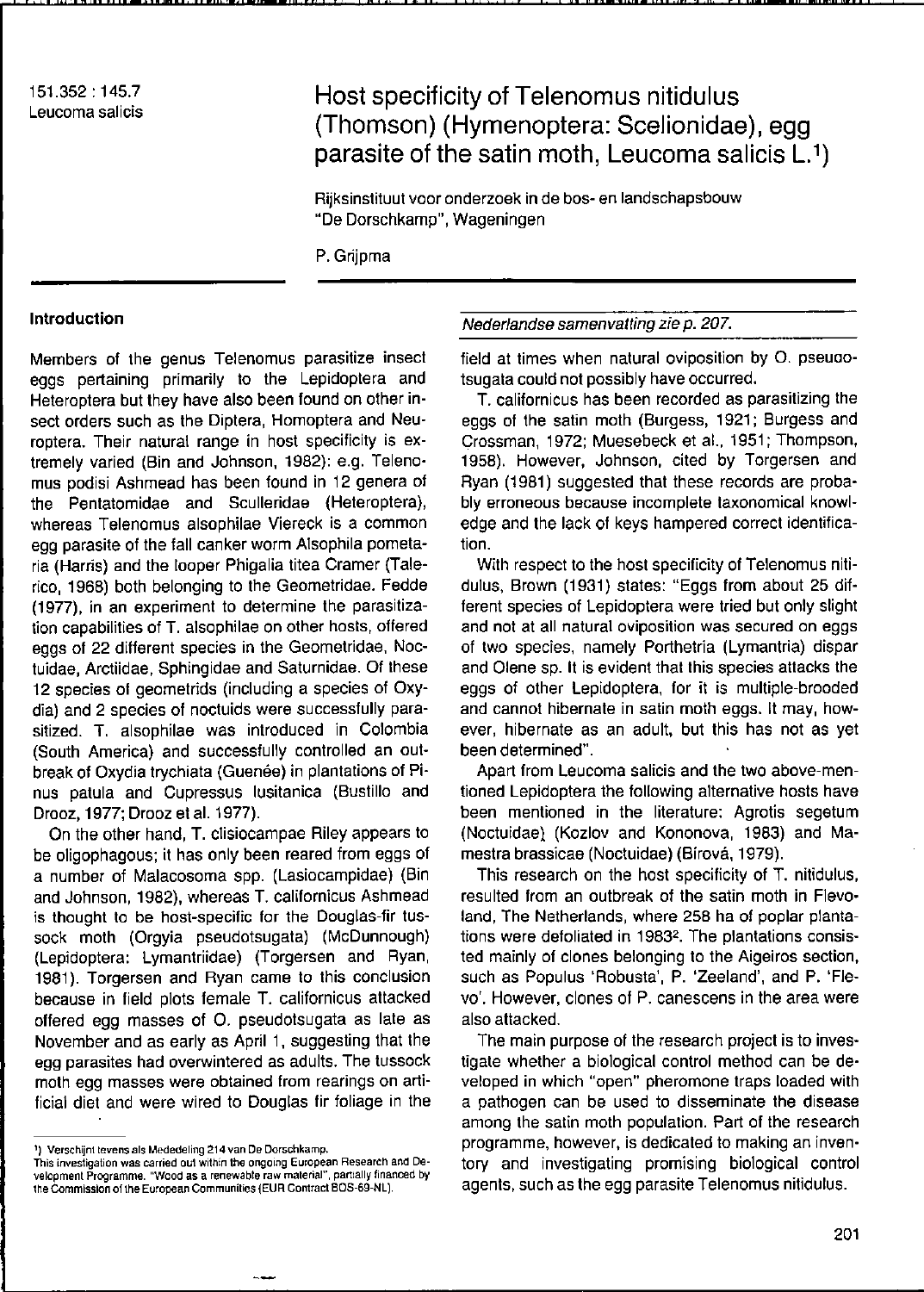151.352 : 145.7
Leucoma salicis

# Host specificity of Telenomus nitidulus (Thomson) (Hymenoptera: Scelionidae), egg parasite of the satin moth, Leucoma salicis L.[1])

Rijksinstituut voor onderzoek in de bos- en landschapsbouw "De Dorschkamp", Wageningen

P. Grijpma

## Introduction

*Nederlandse samenvatting zie p. 207.*

Members of the genus Telenomus parasitize insect eggs pertaining primarily to the Lepidoptera and Heteroptera but they have also been found on other insect orders such as the Diptera, Homoptera and Neuroptera. Their natural range in host specificity is extremely varied (Bin and Johnson, 1982): e.g. Telenomus podisi Ashmead has been found in 12 genera of the Pentatomidae and Sculleridae (Heteroptera), whereas Telenomus alsophilae Viereck is a common egg parasite of the fall canker worm Alsophila pometaria (Harris) and the looper Phigalia titea Cramer (Talerico, 1968) both belonging to the Geometridae. Fedde (1977), in an experiment to determine the parasitization capabilities of T. alsophilae on other hosts, offered eggs of 22 different species in the Geometridae, Noctuidae, Arctiidae, Sphingidae and Saturnidae. Of these 12 species of geometrids (including a species of Oxydia) and 2 species of noctuids were successfully parasitized. T. alsophilae was introduced in Colombia (South America) and successfully controlled an outbreak of Oxydia trychiata (Guenée) in plantations of Pinus patula and Cupressus lusitanica (Bustillo and Drooz, 1977; Drooz et al. 1977).

On the other hand, T. clisiocampae Riley appears to be oligophagous; it has only been reared from eggs of a number of Malacosoma spp. (Lasiocampidae) (Bin and Johnson, 1982), whereas T. californicus Ashmead is thought to be host-specific for the Douglas-fir tussock moth (Orgyia pseudotsugata) (McDunnough) (Lepidoptera: Lymantriidae) (Torgersen and Ryan, 1981). Torgersen and Ryan came to this conclusion because in field plots female T. californicus attacked offered egg masses of O. pseudotsugata as late as November and as early as April 1, suggesting that the egg parasites had overwintered as adults. The tussock moth egg masses were obtained from rearings on artificial diet and were wired to Douglas fir foliage in the field at times when natural oviposition by O. pseudotsugata could not possibly have occurred.

T. californicus has been recorded as parasitizing the eggs of the satin moth (Burgess, 1921; Burgess and Crossman, 1972; Muesebeck et al., 1951; Thompson, 1958). However, Johnson, cited by Torgersen and Ryan (1981) suggested that these records are probably erroneous because incomplete taxonomical knowledge and the lack of keys hampered correct identification.

With respect to the host specificity of Telenomus nitidulus, Brown (1931) states: "Eggs from about 25 different species of Lepidoptera were tried but only slight and not at all natural oviposition was secured on eggs of two species, namely Porthetria (Lymantria) dispar and Olene sp. It is evident that this species attacks the eggs of other Lepidoptera, for it is multiple-brooded and cannot hibernate in satin moth eggs. It may, however, hibernate as an adult, but this has not as yet been determined".

Apart from Leucoma salicis and the two above-mentioned Lepidoptera the following alternative hosts have been mentioned in the literature: Agrotis segetum (Noctuidae) (Kozlov and Kononova, 1983) and Mamestra brassicae (Noctuidae) (Bírová, 1979).

This research on the host specificity of T. nitidulus, resulted from an outbreak of the satin moth in Flevoland, The Netherlands, where 258 ha of poplar plantations were defoliated in 1983[2]. The plantations consisted mainly of clones belonging to the Aigeiros section, such as Populus 'Robusta', P. 'Zeeland', and P. 'Flevo'. However, clones of P. canescens in the area were also attacked.

The main purpose of the research project is to investigate whether a biological control method can be developed in which "open" pheromone traps loaded with a pathogen can be used to disseminate the disease among the satin moth population. Part of the research programme, however, is dedicated to making an inventory and investigating promising biological control agents, such as the egg parasite Telenomus nitidulus.

---

[1]) Verschijnt tevens als Mededeling 214 van De Dorschkamp.
This investigation was carried out within the ongoing European Research and Development Programme. "Wood as a renewable raw material", partially financed by the Commission of the European Communities (EUR Contract BOS-69-NL).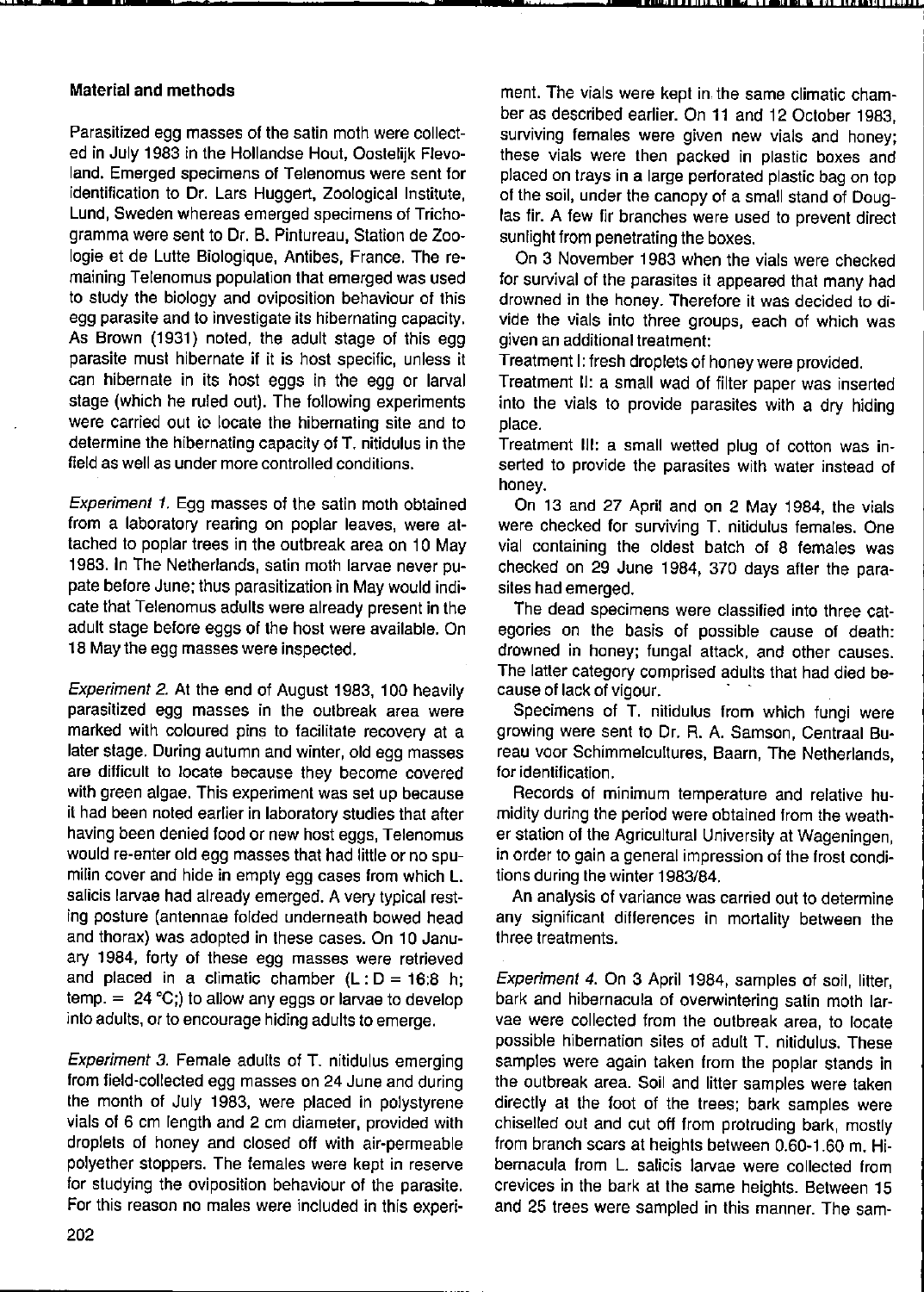## Material and methods

Parasitized egg masses of the satin moth were collected in July 1983 in the Hollandse Hout, Oostelijk Flevoland. Emerged specimens of Telenomus were sent for identification to Dr. Lars Huggert, Zoological Institute, Lund, Sweden whereas emerged specimens of Trichogramma were sent to Dr. B. Pintureau, Station de Zoologie et de Lutte Biologique, Antibes, France. The remaining Telenomus population that emerged was used to study the biology and oviposition behaviour of this egg parasite and to investigate its hibernating capacity. As Brown (1931) noted, the adult stage of this egg parasite must hibernate if it is host specific, unless it can hibernate in its host eggs in the egg or larval stage (which he ruled out). The following experiments were carried out to locate the hibernating site and to determine the hibernating capacity of T. nitidulus in the field as well as under more controlled conditions.

*Experiment 1.* Egg masses of the satin moth obtained from a laboratory rearing on poplar leaves, were attached to poplar trees in the outbreak area on 10 May 1983. In The Netherlands, satin moth larvae never pupate before June; thus parasitization in May would indicate that Telenomus adults were already present in the adult stage before eggs of the host were available. On 18 May the egg masses were inspected.

*Experiment 2.* At the end of August 1983, 100 heavily parasitized egg masses in the outbreak area were marked with coloured pins to facilitate recovery at a later stage. During autumn and winter, old egg masses are difficult to locate because they become covered with green algae. This experiment was set up because it had been noted earlier in laboratory studies that after having been denied food or new host eggs, Telenomus would re-enter old egg masses that had little or no spumilin cover and hide in empty egg cases from which L. salicis larvae had already emerged. A very typical resting posture (antennae folded underneath bowed head and thorax) was adopted in these cases. On 10 January 1984, forty of these egg masses were retrieved and placed in a climatic chamber (L : D = 16:8 h; temp. = 24 °C;) to allow any eggs or larvae to develop into adults, or to encourage hiding adults to emerge.

*Experiment 3.* Female adults of T. nitidulus emerging from field-collected egg masses on 24 June and during the month of July 1983, were placed in polystyrene vials of 6 cm length and 2 cm diameter, provided with droplets of honey and closed off with air-permeable polyether stoppers. The females were kept in reserve for studying the oviposition behaviour of the parasite. For this reason no males were included in this experiment. The vials were kept in the same climatic chamber as described earlier. On 11 and 12 October 1983, surviving females were given new vials and honey; these vials were then packed in plastic boxes and placed on trays in a large perforated plastic bag on top of the soil, under the canopy of a small stand of Douglas fir. A few fir branches were used to prevent direct sunlight from penetrating the boxes.

On 3 November 1983 when the vials were checked for survival of the parasites it appeared that many had drowned in the honey. Therefore it was decided to divide the vials into three groups, each of which was given an additional treatment:

Treatment I: fresh droplets of honey were provided.

Treatment II: a small wad of filter paper was inserted into the vials to provide parasites with a dry hiding place.

Treatment III: a small wetted plug of cotton was inserted to provide the parasites with water instead of honey.

On 13 and 27 April and on 2 May 1984, the vials were checked for surviving T. nitidulus females. One vial containing the oldest batch of 8 females was checked on 29 June 1984, 370 days after the parasites had emerged.

The dead specimens were classified into three categories on the basis of possible cause of death: drowned in honey; fungal attack, and other causes. The latter category comprised adults that had died because of lack of vigour.

Specimens of T. nitidulus from which fungi were growing were sent to Dr. R. A. Samson, Centraal Bureau voor Schimmelcultures, Baarn, The Netherlands, for identification.

Records of minimum temperature and relative humidity during the period were obtained from the weather station of the Agricultural University at Wageningen, in order to gain a general impression of the frost conditions during the winter 1983/84.

An analysis of variance was carried out to determine any significant differences in mortality between the three treatments.

*Experiment 4.* On 3 April 1984, samples of soil, litter, bark and hibernacula of overwintering satin moth larvae were collected from the outbreak area, to locate possible hibernation sites of adult T. nitidulus. These samples were again taken from the poplar stands in the outbreak area. Soil and litter samples were taken directly at the foot of the trees; bark samples were chiselled out and cut off from protruding bark, mostly from branch scars at heights between 0.60-1.60 m. Hibernacula from L. salicis larvae were collected from crevices in the bark at the same heights. Between 15 and 25 trees were sampled in this manner. The sam-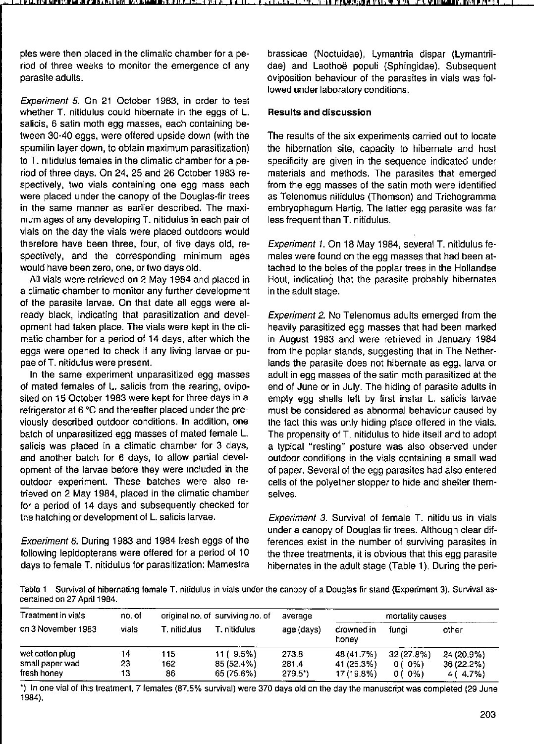ples were then placed in the climatic chamber for a period of three weeks to monitor the emergence of any parasite adults.

*Experiment 5.* On 21 October 1983, in order to test whether T. nitidulus could hibernate in the eggs of L. salicis, 6 satin moth egg masses, each containing between 30-40 eggs, were offered upside down (with the spumilin layer down, to obtain maximum parasitization) to T. nitidulus females in the climatic chamber for a period of three days. On 24, 25 and 26 October 1983 respectively, two vials containing one egg mass each were placed under the canopy of the Douglas-fir trees in the same manner as earlier described. The maximum ages of any developing T. nitidulus in each pair of vials on the day the vials were placed outdoors would therefore have been three, four, of five days old, respectively, and the corresponding minimum ages would have been zero, one, or two days old.

All vials were retrieved on 2 May 1984 and placed in a climatic chamber to monitor any further development of the parasite larvae. On that date all eggs were already black, indicating that parasitization and development had taken place. The vials were kept in the climatic chamber for a period of 14 days, after which the eggs were opened to check if any living larvae or pupae of T. nitidulus were present.

In the same experiment unparasitized egg masses of mated females of L. salicis from the rearing, oviposited on 15 October 1983 were kept for three days in a refrigerator at 6 °C and thereafter placed under the previously described outdoor conditions. In addition, one batch of unparasitized egg masses of mated female L. salicis was placed in a climatic chamber for 3 days, and another batch for 6 days, to allow partial development of the larvae before they were included in the outdoor experiment. These batches were also retrieved on 2 May 1984, placed in the climatic chamber for a period of 14 days and subsequently checked for the hatching or development of L. salicis larvae.

*Experiment 6.* During 1983 and 1984 fresh eggs of the following lepidopterans were offered for a period of 10 days to female T. nitidulus for parasitization: Mamestra brassicae (Noctuidae), Lymantria dispar (Lymantriidae) and Laothoë populi (Sphingidae). Subsequent oviposition behaviour of the parasites in vials was followed under laboratory conditions.

## Results and discussion

The results of the six experiments carried out to locate the hibernation site, capacity to hibernate and host specificity are given in the sequence indicated under materials and methods. The parasites that emerged from the egg masses of the satin moth were identified as Telenomus nitidulus (Thomson) and Trichogramma embryophagum Hartig. The latter egg parasite was far less frequent than T. nitidulus.

*Experiment 1.* On 18 May 1984, several T. nitidulus females were found on the egg masses that had been attached to the boles of the poplar trees in the Hollandse Hout, indicating that the parasite probably hibernates in the adult stage.

*Experiment 2.* No Telenomus adults emerged from the heavily parasitized egg masses that had been marked in August 1983 and were retrieved in January 1984 from the poplar stands, suggesting that in The Netherlands the parasite does not hibernate as egg, larva or adult in egg masses of the satin moth parasitized at the end of June or in July. The hiding of parasite adults in empty egg shells left by first instar L. salicis larvae must be considered as abnormal behaviour caused by the fact this was only hiding place offered in the vials. The propensity of T. nitidulus to hide itself and to adopt a typical "resting" posture was also observed under outdoor conditions in the vials containing a small wad of paper. Several of the egg parasites had also entered cells of the polyether stopper to hide and shelter themselves.

*Experiment 3.* Survival of female T. nitidulus in vials under a canopy of Douglas fir trees. Although clear differences exist in the number of surviving parasites in the three treatments, it is obvious that this egg parasite hibernates in the adult stage (Table 1). During the peri-

Table 1 Survival of hibernating female T. nitidulus in vials under the canopy of a Douglas fir stand (Experiment 3). Survival ascertained on 27 April 1984.

| Treatment in vials on 3 November 1983 | no. of vials | original no. of T. nitidulus | surviving no. of T. nitidulus | average age (days) | mortality causes | | |
|---|---|---|---|---|---|---|---|
| | | | | | drowned in honey | fungi | other |
| wet cotton plug | 14 | 115 | 11 ( 9.5%) | 273.8 | 48 (41.7%) | 32 (27.8%) | 24 (20.9%) |
| small paper wad | 23 | 162 | 85 (52.4%) | 281.4 | 41 (25.3%) | 0 ( 0%) | 36 (22.2%) |
| fresh honey | 13 | 86 | 65 (75.6%) | 279.5*) | 17 (19.8%) | 0 ( 0%) | 4 ( 4.7%) |

*) In one vial of this treatment, 7 females (87.5% survival) were 370 days old on the day the manuscript was completed (29 June 1984).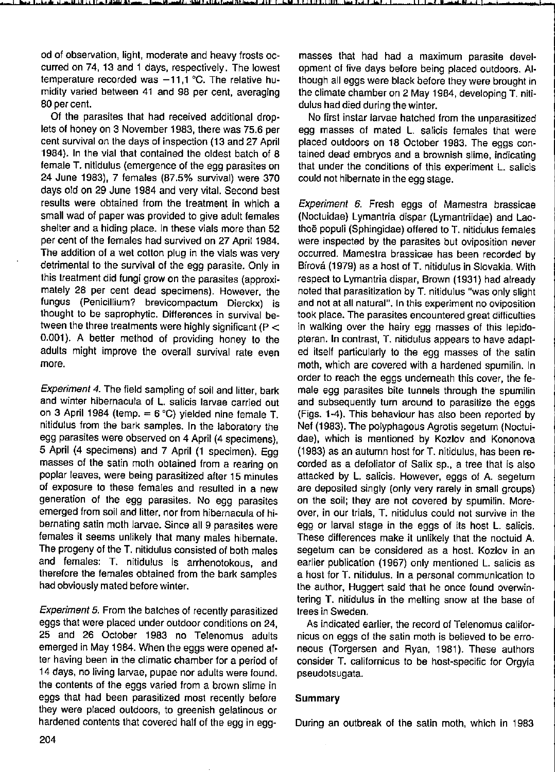od of observation, light, moderate and heavy frosts occurred on 74, 13 and 1 days, respectively. The lowest temperature recorded was −11,1 °C. The relative humidity varied between 41 and 98 per cent, averaging 80 per cent.

Of the parasites that had received additional droplets of honey on 3 November 1983, there was 75.6 per cent survival on the days of inspection (13 and 27 April 1984). In the vial that contained the oldest batch of 8 female T. nitidulus (emergence of the egg parasites on 24 June 1983), 7 females (87.5% survival) were 370 days old on 29 June 1984 and very vital. Second best results were obtained from the treatment in which a small wad of paper was provided to give adult females shelter and a hiding place. In these vials more than 52 per cent of the females had survived on 27 April 1984. The addition of a wet cotton plug in the vials was very detrimental to the survival of the egg parasite. Only in this treatment did fungi grow on the parasites (approximately 28 per cent dead specimens). However, the fungus (Penicillium? brevicompactum Dierckx) is thought to be saprophytic. Differences in survival between the three treatments were highly significant ($P < 0.001$). A better method of providing honey to the adults might improve the overall survival rate even more.

*Experiment 4.* The field sampling of soil and litter, bark and winter hibernacula of L. salicis larvae carried out on 3 April 1984 (temp. = 6 °C) yielded nine female T. nitidulus from the bark samples. In the laboratory the egg parasites were observed on 4 April (4 specimens), 5 April (4 specimens) and 7 April (1 specimen). Egg masses of the satin moth obtained from a rearing on poplar leaves, were being parasitized after 15 minutes of exposure to these females and resulted in a new generation of the egg parasites. No egg parasites emerged from soil and litter, nor from hibernacula of hibernating satin moth larvae. Since all 9 parasites were females it seems unlikely that many males hibernate. The progeny of the T. nitidulus consisted of both males and females: T. nitidulus is arrhenotokous, and therefore the females obtained from the bark samples had obviously mated before winter.

*Experiment 5.* From the batches of recently parasitized eggs that were placed under outdoor conditions on 24, 25 and 26 October 1983 no Telenomus adults emerged in May 1984. When the eggs were opened after having been in the climatic chamber for a period of 14 days, no living larvae, pupae nor adults were found. the contents of the eggs varied from a brown slime in eggs that had been parasitized most recently before they were placed outdoors, to greenish gelatinous or hardened contents that covered half of the egg in egg-masses that had had a maximum parasite development of five days before being placed outdoors. Although all eggs were black before they were brought in the climate chamber on 2 May 1984, developing T. nitidulus had died during the winter.

No first instar larvae hatched from the unparasitized egg masses of mated L. salicis females that were placed outdoors on 18 October 1983. The eggs contained dead embryos and a brownish slime, indicating that under the conditions of this experiment L. salicis could not hibernate in the egg stage.

*Experiment 6.* Fresh eggs of Mamestra brassicae (Noctuidae) Lymantria dispar (Lymantriidae) and Laothoë populi (Sphingidae) offered to T. nitidulus females were inspected by the parasites but oviposition never occurred. Mamestra brassicae has been recorded by Bírová (1979) as a host of T. nitidulus in Slovakia. With respect to Lymantria dispar, Brown (1931) had already noted that parasitization by T. nitidulus "was only slight and not at all natural". In this experiment no oviposition took place. The parasites encountered great difficulties in walking over the hairy egg masses of this lepidopteran. In contrast, T. nitidulus appears to have adapted itself particularly to the egg masses of the satin moth, which are covered with a hardened spumilin. In order to reach the eggs underneath this cover, the female egg parasites bite tunnels through the spumilin and subsequently turn around to parasitize the eggs (Figs. 1-4). This behaviour has also been reported by Nef (1983). The polyphagous Agrotis segetum (Noctuidae), which is mentioned by Kozlov and Kononova (1983) as an autumn host for T. nitidulus, has been recorded as a defoliator of Salix sp., a tree that is also attacked by L. salicis. However, eggs of A. segetum are deposited singly (only very rarely in small groups) on the soil; they are not covered by spumilin. Moreover, in our trials, T. nitidulus could not survive in the egg or larval stage in the eggs of its host L. salicis. These differences make it unlikely that the noctuid A. segetum can be considered as a host. Kozlov in an earlier publication (1967) only mentioned L. salicis as a host for T. nitidulus. In a personal communication to the author, Huggert said that he once found overwintering T. nitidulus in the melting snow at the base of trees in Sweden.

As indicated earlier, the record of Telenomus californicus on eggs of the satin moth is believed to be erroneous (Torgersen and Ryan, 1981). These authors consider T. californicus to be host-specific for Orgyia pseudotsugata.

## Summary

During an outbreak of the satin moth, which in 1983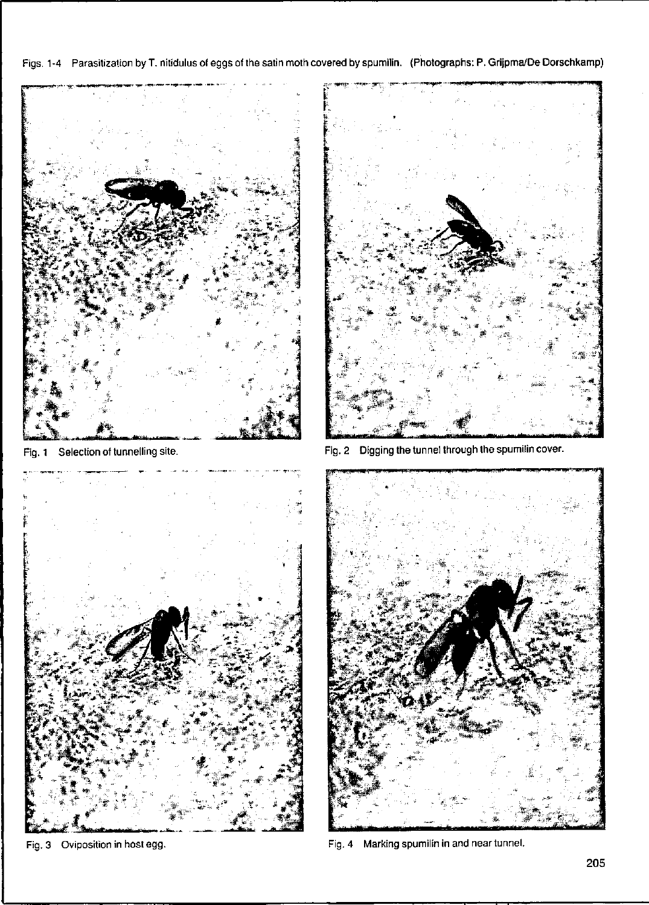Figs. 1-4 Parasitization by T. nitidulus of eggs of the satin moth covered by spumilin. (Photographs: P. Grijpma/De Dorschkamp)

Fig. 1 Selection of tunnelling site.

Fig. 2 Digging the tunnel through the spumilin cover.

Fig. 3 Oviposition in host egg.

Fig. 4 Marking spumilin in and near tunnel.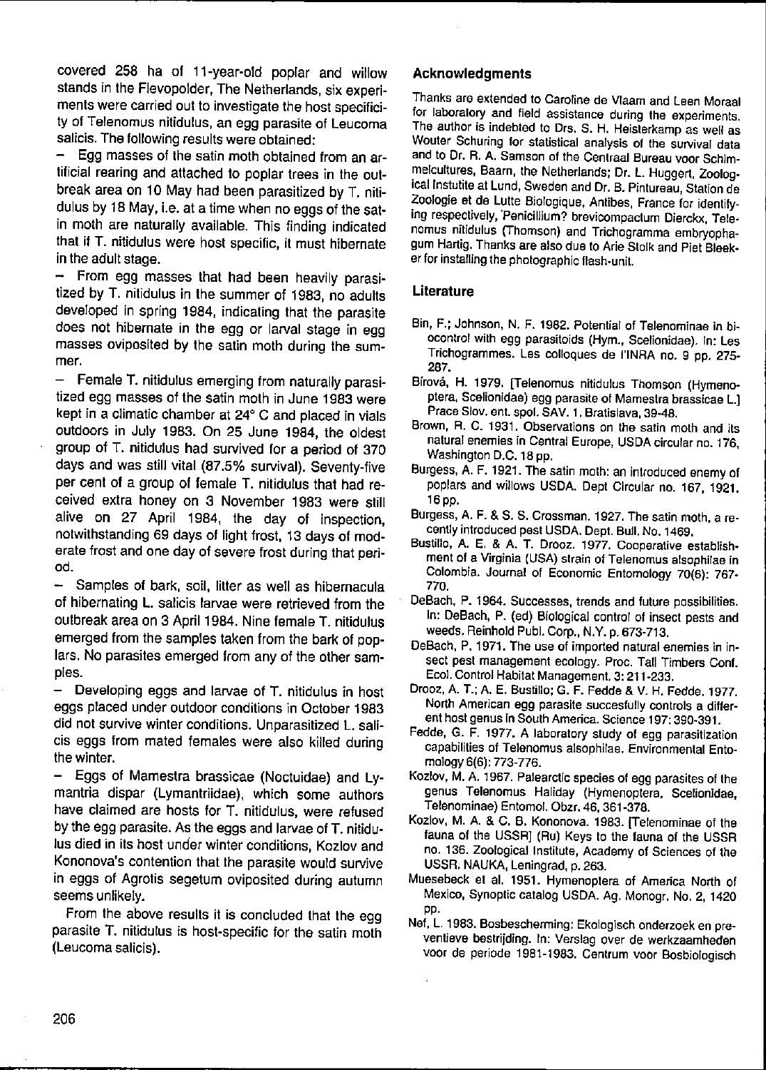covered 258 ha of 11-year-old poplar and willow stands in the Flevopolder, The Netherlands, six experiments were carried out to investigate the host specificity of Telenomus nitidulus, an egg parasite of Leucoma salicis. The following results were obtained:

- Egg masses of the satin moth obtained from an artificial rearing and attached to poplar trees in the outbreak area on 10 May had been parasitized by T. nitidulus by 18 May, i.e. at a time when no eggs of the satin moth are naturally available. This finding indicated that if T. nitidulus were host specific, it must hibernate in the adult stage.
- From egg masses that had been heavily parasitized by T. nitidulus in the summer of 1983, no adults developed in spring 1984, indicating that the parasite does not hibernate in the egg or larval stage in egg masses oviposited by the satin moth during the summer.
- Female T. nitidulus emerging from naturally parasitized egg masses of the satin moth in June 1983 were kept in a climatic chamber at 24° C and placed in vials outdoors in July 1983. On 25 June 1984, the oldest group of T. nitidulus had survived for a period of 370 days and was still vital (87.5% survival). Seventy-five per cent of a group of female T. nitidulus that had received extra honey on 3 November 1983 were still alive on 27 April 1984, the day of inspection, notwithstanding 69 days of light frost, 13 days of moderate frost and one day of severe frost during that period.
- Samples of bark, soil, litter as well as hibernacula of hibernating L. salicis larvae were retrieved from the outbreak area on 3 April 1984. Nine female T. nitidulus emerged from the samples taken from the bark of poplars. No parasites emerged from any of the other samples.
- Developing eggs and larvae of T. nitidulus in host eggs placed under outdoor conditions in October 1983 did not survive winter conditions. Unparasitized L. salicis eggs from mated females were also killed during the winter.
- Eggs of Mamestra brassicae (Noctuidae) and Lymantria dispar (Lymantriidae), which some authors have claimed are hosts for T. nitidulus, were refused by the egg parasite. As the eggs and larvae of T. nitidulus died in its host under winter conditions, Kozlov and Kononova's contention that the parasite would survive in eggs of Agrotis segetum oviposited during autumn seems unlikely.

From the above results it is concluded that the egg parasite T. nitidulus is host-specific for the satin moth (Leucoma salicis).

## Acknowledgments

Thanks are extended to Caroline de Vlaam and Leen Moraal for laboratory and field assistance during the experiments. The author is indebted to Drs. S. H. Heisterkamp as well as Wouter Schuring for statistical analysis of the survival data and to Dr. R. A. Samson of the Centraal Bureau voor Schimmelcultures, Baarn, the Netherlands; Dr. L. Huggert, Zoological Instutite at Lund, Sweden and Dr. B. Pintureau, Station de Zoologie et de Lutte Biologique, Antibes, France for identifying respectively, 'Penicillium? brevicompactum Dierckx, Telenomus nitidulus (Thomson) and Trichogramma embryophagum Hartig. Thanks are also due to Arie Stolk and Piet Bleeker for installing the photographic flash-unit.

## Literature

Bin, F.; Johnson, N. F. 1982. Potential of Telenominae in biocontrol with egg parasitoids (Hym., Scelionidae). In: Les Trichogrammes. Les colloques de l'INRA no. 9 pp. 275-287.

Bírová, H. 1979. [Telenomus nitidulus Thomson (Hymenoptera, Scelionidae) egg parasite of Mamestra brassicae L.] Prace Slov. ent. spol. SAV. 1, Bratislava, 39-48.

Brown, R. C. 1931. Observations on the satin moth and its natural enemies in Central Europe, USDA circular no. 176, Washington D.C. 18 pp.

Burgess, A. F. 1921. The satin moth: an introduced enemy of poplars and willows USDA. Dept Circular no. 167, 1921. 16 pp.

Burgess, A. F. & S. S. Crossman. 1927. The satin moth, a recently introduced pest USDA. Dept. Bull. No. 1469.

Bustillo, A. E. & A. T. Drooz. 1977. Cooperative establishment of a Virginia (USA) strain of Telenomus alsophilae in Colombia. Journal of Economic Entomology 70(6): 767-770.

DeBach, P. 1964. Successes, trends and future possibilities. In: DeBach, P. (ed) Biological control of insect pests and weeds. Reinhold Publ. Corp., N.Y. p. 673-713.

DeBach, P. 1971. The use of imported natural enemies in insect pest management ecology. Proc. Tall Timbers Conf. Ecol. Control Habitat Management. 3: 211-233.

Drooz, A. T.; A. E. Bustillo; G. F. Fedde & V. H. Fedde. 1977. North American egg parasite succesfully controls a different host genus in South America. Science 197: 390-391.

Fedde, G. F. 1977. A laboratory study of egg parasitization capabilities of Telenomus alsophilae. Environmental Entomology 6(6): 773-776.

Kozlov, M. A. 1967. Palearctic species of egg parasites of the genus Telenomus Haliday (Hymenoptera, Scelionidae, Telenominae) Entomol. Obzr. 46, 361-378.

Kozlov, M. A. & C. B. Kononova. 1983. [Telenominae of the fauna of the USSR] (Ru) Keys to the fauna of the USSR no. 136. Zoological Institute, Academy of Sciences of the USSR, NAUKA, Leningrad, p. 263.

Muesebeck et al. 1951. Hymenoptera of America North of Mexico, Synoptic catalog USDA. Ag. Monogr. No. 2, 1420 pp.

Nef, L. 1983. Bosbescherming: Ekologisch onderzoek en preventieve bestrijding. In: Verslag over de werkzaamheden voor de periode 1981-1983. Centrum voor Bosbiologisch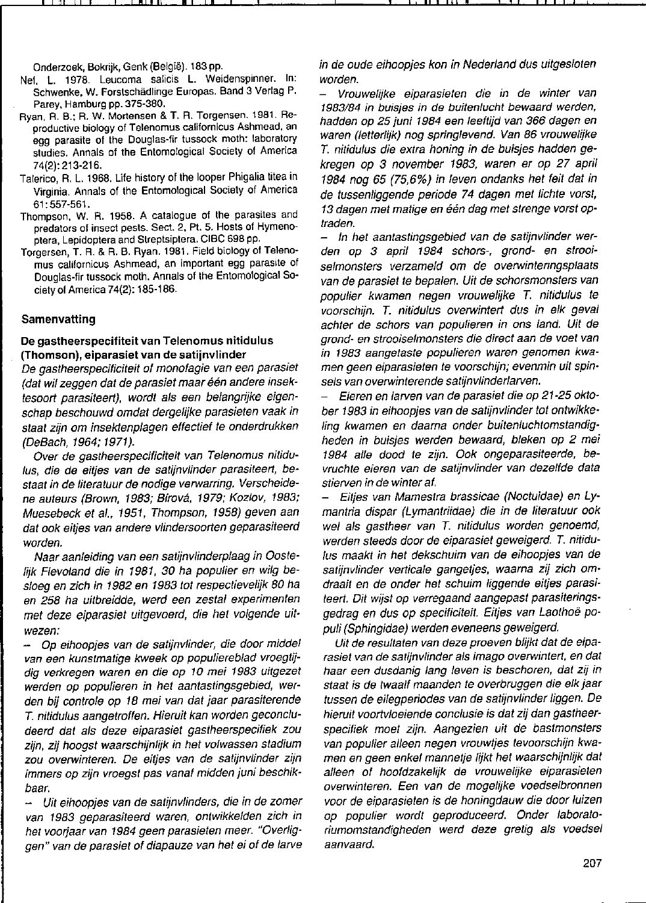Onderzoek, Bokrijk, Genk (België). 183 pp.

Nef, L. 1978. Leucoma salicis L. Weidenspinner. In: Schwenke, W. Forstschädlinge Europas. Band 3 Verlag P. Parey, Hamburg pp. 375-380.

Ryan, R. B.; R. W. Mortensen & T. R. Torgensen. 1981. Reproductive biology of Telenomus californicus Ashmead, an egg parasite of the Douglas-fir tussock moth: laboratory studies. Annals of the Entomological Society of America 74(2): 213-216.

Talerico, R. L. 1968. Life history of the looper Phigalia titea in Virginia. Annals of the Entomological Society of America 61: 557-561.

Thompson, W. R. 1958. A catalogue of the parasites and predators of insect pests. Sect. 2, Pt. 5. Hosts of Hymenoptera, Lepidoptera and Streptsiptera. CIBC 698 pp.

Torgersen, T. R. & R. B. Ryan. 1981. Field biology of Telenomus californicus Ashmead, an important egg parasite of Douglas-fir tussock moth. Annals of the Entomological Society of America 74(2): 185-186.

## Samenvatting

### De gastheerspecifiteit van Telenomus nitidulus (Thomson), eiparasiet van de satijnvlinder

*De gastheerspecificiteit of monofagie van een parasiet (dat wil zeggen dat de parasiet maar één andere insektesoort parasiteert), wordt als een belangrijke eigenschap beschouwd omdat dergelijke parasieten vaak in staat zijn om insektenplagen effectief te onderdrukken (DeBach, 1964; 1971).*

*Over de gastheerspecificiteit van Telenomus nitidulus, die de eitjes van de satijnvlinder parasiteert, bestaat in de literatuur de nodige verwarring. Verscheidene auteurs (Brown, 1983; Bírová, 1979; Kozlov, 1983; Muesebeck et al., 1951, Thompson, 1958) geven aan dat ook eitjes van andere vlindersoorten geparasiteerd worden.*

*Naar aanleiding van een satijnvlinderplaag in Oostelijk Flevoland die in 1981, 30 ha populier en wilg besloeg en zich in 1982 en 1983 tot respectievelijk 80 ha en 258 ha uitbreidde, werd een zestal experimenten met deze eiparasiet uitgevoerd, die het volgende uitwezen:*

*– Op eihoopjes van de satijnvlinder, die door middel van een kunstmatige kweek op populiereblad vroegtijdig verkregen waren en die op 10 mei 1983 uitgezet werden op populieren in het aantastingsgebied, werden bij controle op 18 mei van dat jaar parasiterende T. nitidulus aangetroffen. Hieruit kan worden geconcludeerd dat als deze eiparasiet gastheerspecifiek zou zijn, zij hoogst waarschijnlijk in het volwassen stadium zou overwinteren. De eitjes van de satijnvlinder zijn immers op zijn vroegst pas vanaf midden juni beschikbaar.*

*– Uit eihoopjes van de satijnvlinders, die in de zomer van 1983 geparasiteerd waren, ontwikkelden zich in het voorjaar van 1984 geen parasieten meer. "Overliggen" van de parasiet of diapauze van het ei of de larve in de oude eihoopjes kon in Nederland dus uitgesloten worden.*

*– Vrouwelijke eiparasieten die in de winter van 1983/84 in buisjes in de buitenlucht bewaard werden, hadden op 25 juni 1984 een leeftijd van 366 dagen en waren (letterlijk) nog springlevend. Van 86 vrouwelijke T. nitidulus die extra honing in de buisjes hadden gekregen op 3 november 1983, waren er op 27 april 1984 nog 65 (75,6%) in leven ondanks het feit dat in de tussenliggende periode 74 dagen met lichte vorst, 13 dagen met matige en één dag met strenge vorst optraden.*

*– In het aantastingsgebied van de satijnvlinder werden op 3 april 1984 schors-, grond- en strooiselmonsters verzameld om de overwinteringsplaats van de parasiet te bepalen. Uit de schorsmonsters van populier kwamen negen vrouwelijke T. nitidulus te voorschijn. T. nitidulus overwintert dus in elk geval achter de schors van populieren in ons land. Uit de grond- en strooiselmonsters die direct aan de voet van in 1983 aangetaste populieren waren genomen kwamen geen eiparasieten te voorschijn; evenmin uit spinsels van overwinterende satijnvlinderlarven.*

*– Eieren en larven van de parasiet die op 21-25 oktober 1983 in eihoopjes van de satijnvlinder tot ontwikkeling kwamen en daarna onder buitenluchtomstandigheden in buisjes werden bewaard, bleken op 2 mei 1984 alle dood te zijn. Ook ongeparasiteerde, bevruchte eieren van de satijnvlinder van dezelfde data stierven in de winter af.*

*– Eitjes van Mamestra brassicae (Noctuidae) en Lymantria dispar (Lymantriidae) die in de literatuur ook wel als gastheer van T. nitidulus worden genoemd, werden steeds door de eiparasiet geweigerd. T. nitidulus maakt in het dekschuim van de eihoopjes van de satijnvlinder verticale gangetjes, waarna zij zich omdraait en de onder het schuim liggende eitjes parasiteert. Dit wijst op verregaand aangepast parasiteringsgedrag en dus op specificiteit. Eitjes van Laothoë populi (Sphingidae) werden eveneens geweigerd.*

*Uit de resultaten van deze proeven blijkt dat de eiparasiet van de satijnvlinder als imago overwintert, en dat haar een dusdanig lang leven is beschoren, dat zij in staat is de twaalf maanden te overbruggen die elk jaar tussen de eilegperiodes van de satijnvlinder liggen. De hieruit voortvloeiende conclusie is dat zij dan gastheerspecifiek moet zijn. Aangezien uit de bastmonsters van populier alleen negen vrouwtjes tevoorschijn kwamen en geen enkel mannetje lijkt het waarschijnlijk dat alleen of hoofdzakelijk de vrouwelijke eiparasieten overwinteren. Een van de mogelijke voedselbronnen voor de eiparasieten is de honingdauw die door luizen op populier wordt geproduceerd. Onder laboratoriumomstandigheden werd deze gretig als voedsel aanvaard.*